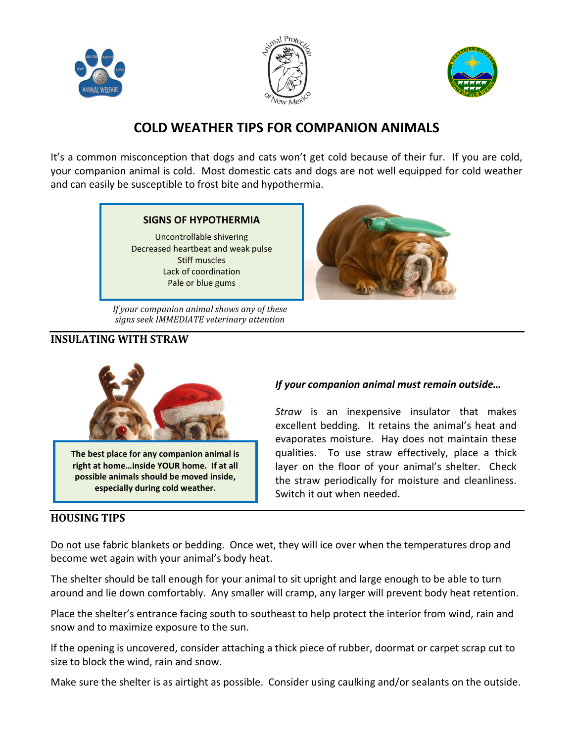# COLD WEATHER TIPS FOR COMPANION ANIMALS

It's a common misconception that dogs and cats won't get cold because of their fur. If you are cold, your companion animal is cold. Most domestic cats and dogs are not well equipped for cold weather and can easily be susceptible to frost bite and hypothermia.

**SIGNS OF HYPOTHERMIA**

Uncontrollable shivering
Decreased heartbeat and weak pulse
Stiff muscles
Lack of coordination
Pale or blue gums

*If your companion animal shows any of these signs seek IMMEDIATE veterinary attention*

## INSULATING WITH STRAW

**The best place for any companion animal is right at home…inside YOUR home. If at all possible animals should be moved inside, especially during cold weather.**

***If your companion animal must remain outside…***

*Straw* is an inexpensive insulator that makes excellent bedding. It retains the animal's heat and evaporates moisture. Hay does not maintain these qualities. To use straw effectively, place a thick layer on the floor of your animal's shelter. Check the straw periodically for moisture and cleanliness. Switch it out when needed.

## HOUSING TIPS

<u>Do not</u> use fabric blankets or bedding. Once wet, they will ice over when the temperatures drop and become wet again with your animal's body heat.

The shelter should be tall enough for your animal to sit upright and large enough to be able to turn around and lie down comfortably. Any smaller will cramp, any larger will prevent body heat retention.

Place the shelter's entrance facing south to southeast to help protect the interior from wind, rain and snow and to maximize exposure to the sun.

If the opening is uncovered, consider attaching a thick piece of rubber, doormat or carpet scrap cut to size to block the wind, rain and snow.

Make sure the shelter is as airtight as possible. Consider using caulking and/or sealants on the outside.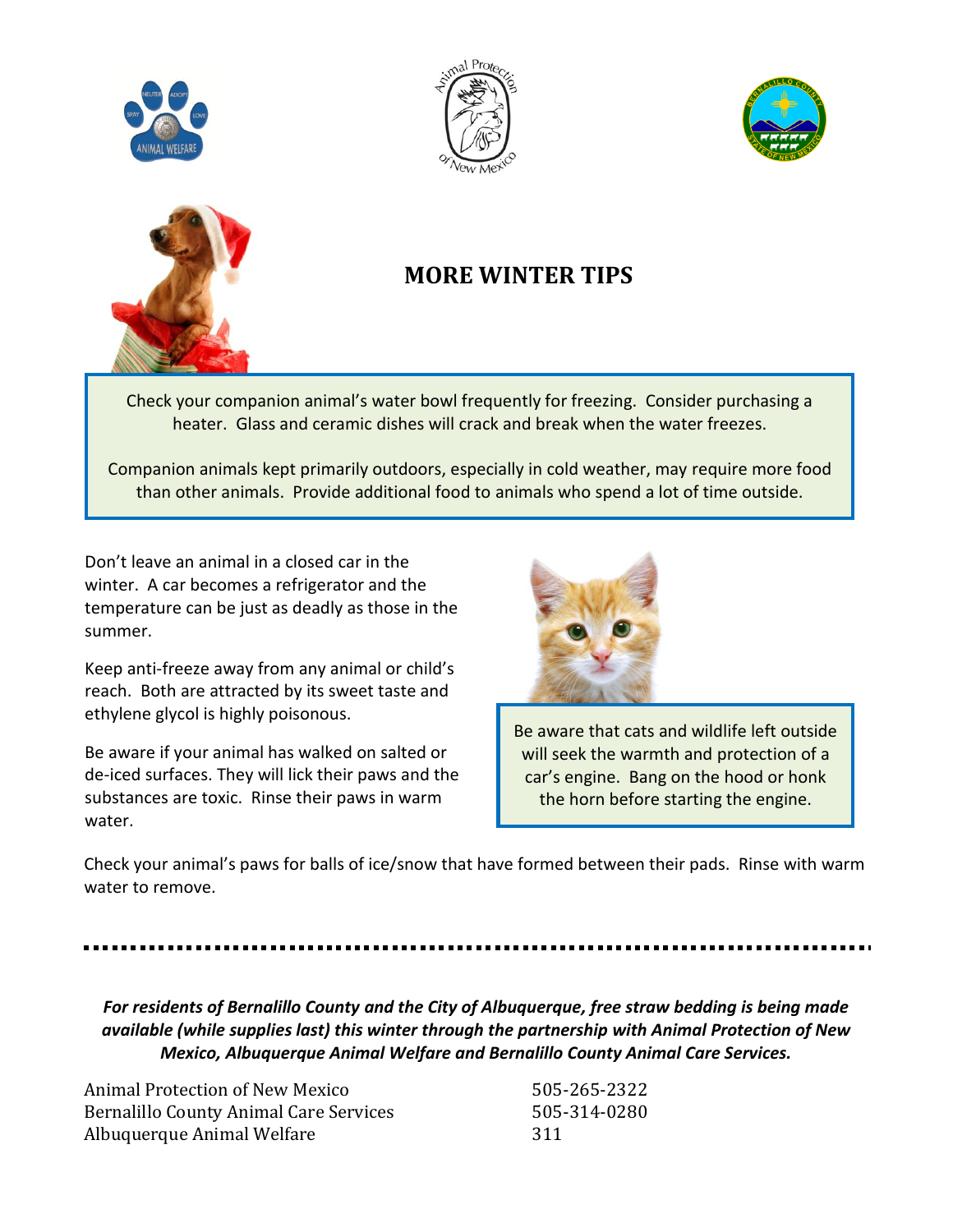# MORE WINTER TIPS

Check your companion animal's water bowl frequently for freezing. Consider purchasing a heater. Glass and ceramic dishes will crack and break when the water freezes.

Companion animals kept primarily outdoors, especially in cold weather, may require more food than other animals. Provide additional food to animals who spend a lot of time outside.

Don't leave an animal in a closed car in the winter. A car becomes a refrigerator and the temperature can be just as deadly as those in the summer.

Keep anti-freeze away from any animal or child's reach. Both are attracted by its sweet taste and ethylene glycol is highly poisonous.

Be aware if your animal has walked on salted or de-iced surfaces. They will lick their paws and the substances are toxic. Rinse their paws in warm water.

Be aware that cats and wildlife left outside will seek the warmth and protection of a car's engine. Bang on the hood or honk the horn before starting the engine.

Check your animal's paws for balls of ice/snow that have formed between their pads. Rinse with warm water to remove.

***For residents of Bernalillo County and the City of Albuquerque, free straw bedding is being made available (while supplies last) this winter through the partnership with Animal Protection of New Mexico, Albuquerque Animal Welfare and Bernalillo County Animal Care Services.***

| | |
|---|---|
| Animal Protection of New Mexico | 505-265-2322 |
| Bernalillo County Animal Care Services | 505-314-0280 |
| Albuquerque Animal Welfare | 311 |